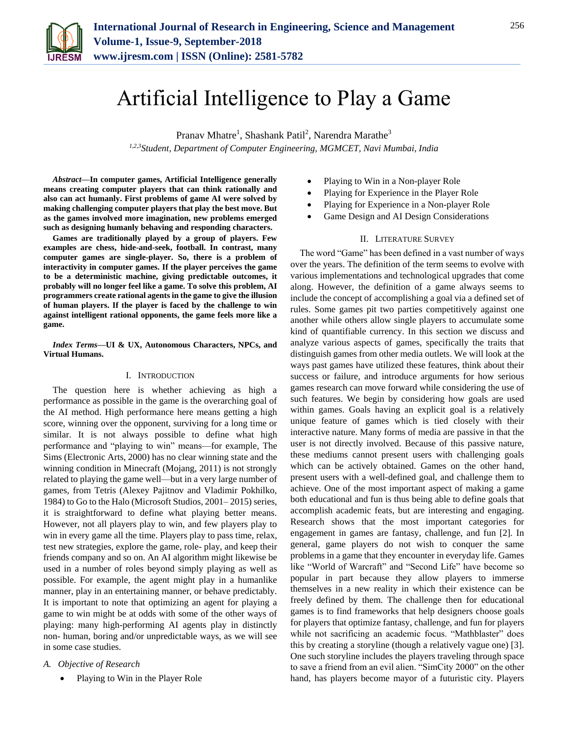# Artificial Intelligence to Play a Game

Pranav Mhatre[1], Shashank Patil[2], Narendra Marathe[3]

[1,2,3]*Student, Department of Computer Engineering, MGMCET, Navi Mumbai, India*

***Abstract*—In computer games, Artificial Intelligence generally means creating computer players that can think rationally and also can act humanly. First problems of game AI were solved by making challenging computer players that play the best move. But as the games involved more imagination, new problems emerged such as designing humanly behaving and responding characters.**

**Games are traditionally played by a group of players. Few examples are chess, hide-and-seek, football. In contrast, many computer games are single-player. So, there is a problem of interactivity in computer games. If the player perceives the game to be a deterministic machine, giving predictable outcomes, it probably will no longer feel like a game. To solve this problem, AI programmers create rational agents in the game to give the illusion of human players. If the player is faced by the challenge to win against intelligent rational opponents, the game feels more like a game.**

***Index Terms*—UI & UX, Autonomous Characters, NPCs, and Virtual Humans.**

## I. Introduction

The question here is whether achieving as high a performance as possible in the game is the overarching goal of the AI method. High performance here means getting a high score, winning over the opponent, surviving for a long time or similar. It is not always possible to define what high performance and "playing to win" means—for example, The Sims (Electronic Arts, 2000) has no clear winning state and the winning condition in Minecraft (Mojang, 2011) is not strongly related to playing the game well—but in a very large number of games, from Tetris (Alexey Pajitnov and Vladimir Pokhilko, 1984) to Go to the Halo (Microsoft Studios, 2001– 2015) series, it is straightforward to define what playing better means. However, not all players play to win, and few players play to win in every game all the time. Players play to pass time, relax, test new strategies, explore the game, role- play, and keep their friends company and so on. An AI algorithm might likewise be used in a number of roles beyond simply playing as well as possible. For example, the agent might play in a humanlike manner, play in an entertaining manner, or behave predictably. It is important to note that optimizing an agent for playing a game to win might be at odds with some of the other ways of playing: many high-performing AI agents play in distinctly non- human, boring and/or unpredictable ways, as we will see in some case studies.

### *A. Objective of Research*

- Playing to Win in the Player Role
- Playing to Win in a Non-player Role
- Playing for Experience in the Player Role
- Playing for Experience in a Non-player Role
- Game Design and AI Design Considerations

## II. Literature Survey

The word "Game" has been defined in a vast number of ways over the years. The definition of the term seems to evolve with various implementations and technological upgrades that come along. However, the definition of a game always seems to include the concept of accomplishing a goal via a defined set of rules. Some games pit two parties competitively against one another while others allow single players to accumulate some kind of quantifiable currency. In this section we discuss and analyze various aspects of games, specifically the traits that distinguish games from other media outlets. We will look at the ways past games have utilized these features, think about their success or failure, and introduce arguments for how serious games research can move forward while considering the use of such features. We begin by considering how goals are used within games. Goals having an explicit goal is a relatively unique feature of games which is tied closely with their interactive nature. Many forms of media are passive in that the user is not directly involved. Because of this passive nature, these mediums cannot present users with challenging goals which can be actively obtained. Games on the other hand, present users with a well-defined goal, and challenge them to achieve. One of the most important aspect of making a game both educational and fun is thus being able to define goals that accomplish academic feats, but are interesting and engaging. Research shows that the most important categories for engagement in games are fantasy, challenge, and fun [2]. In general, game players do not wish to conquer the same problems in a game that they encounter in everyday life. Games like "World of Warcraft" and "Second Life" have become so popular in part because they allow players to immerse themselves in a new reality in which their existence can be freely defined by them. The challenge then for educational games is to find frameworks that help designers choose goals for players that optimize fantasy, challenge, and fun for players while not sacrificing an academic focus. "Mathblaster" does this by creating a storyline (though a relatively vague one) [3]. One such storyline includes the players traveling through space to save a friend from an evil alien. "SimCity 2000" on the other hand, has players become mayor of a futuristic city. Players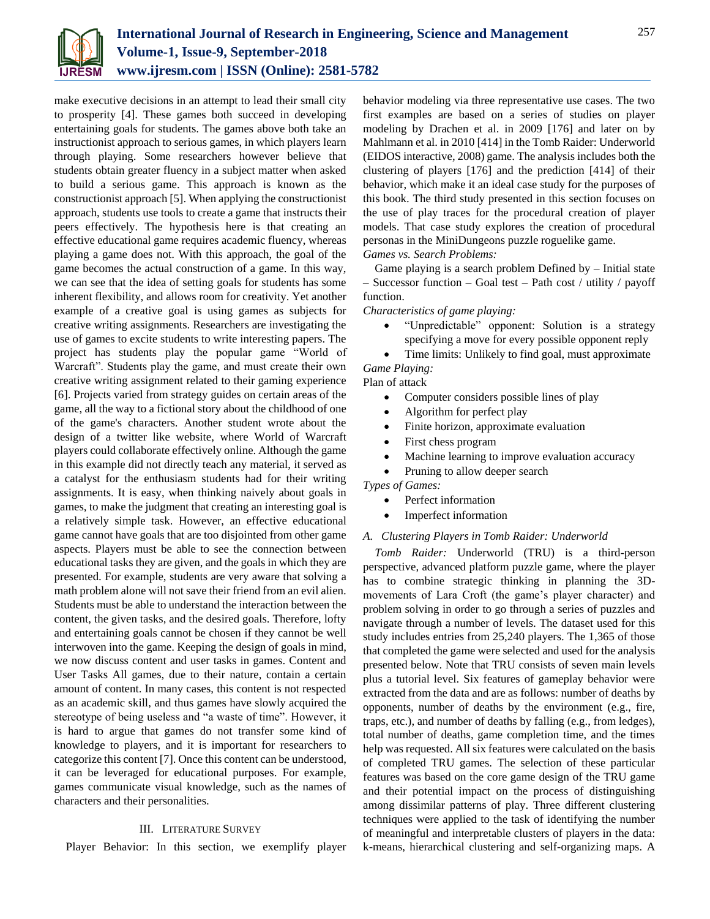make executive decisions in an attempt to lead their small city to prosperity [4]. These games both succeed in developing entertaining goals for students. The games above both take an instructionist approach to serious games, in which players learn through playing. Some researchers however believe that students obtain greater fluency in a subject matter when asked to build a serious game. This approach is known as the constructionist approach [5]. When applying the constructionist approach, students use tools to create a game that instructs their peers effectively. The hypothesis here is that creating an effective educational game requires academic fluency, whereas playing a game does not. With this approach, the goal of the game becomes the actual construction of a game. In this way, we can see that the idea of setting goals for students has some inherent flexibility, and allows room for creativity. Yet another example of a creative goal is using games as subjects for creative writing assignments. Researchers are investigating the use of games to excite students to write interesting papers. The project has students play the popular game "World of Warcraft". Students play the game, and must create their own creative writing assignment related to their gaming experience [6]. Projects varied from strategy guides on certain areas of the game, all the way to a fictional story about the childhood of one of the game's characters. Another student wrote about the design of a twitter like website, where World of Warcraft players could collaborate effectively online. Although the game in this example did not directly teach any material, it served as a catalyst for the enthusiasm students had for their writing assignments. It is easy, when thinking naively about goals in games, to make the judgment that creating an interesting goal is a relatively simple task. However, an effective educational game cannot have goals that are too disjointed from other game aspects. Players must be able to see the connection between educational tasks they are given, and the goals in which they are presented. For example, students are very aware that solving a math problem alone will not save their friend from an evil alien. Students must be able to understand the interaction between the content, the given tasks, and the desired goals. Therefore, lofty and entertaining goals cannot be chosen if they cannot be well interwoven into the game. Keeping the design of goals in mind, we now discuss content and user tasks in games. Content and User Tasks All games, due to their nature, contain a certain amount of content. In many cases, this content is not respected as an academic skill, and thus games have slowly acquired the stereotype of being useless and "a waste of time". However, it is hard to argue that games do not transfer some kind of knowledge to players, and it is important for researchers to categorize this content [7]. Once this content can be understood, it can be leveraged for educational purposes. For example, games communicate visual knowledge, such as the names of characters and their personalities.

## III. Literature Survey

Player Behavior: In this section, we exemplify player behavior modeling via three representative use cases. The two first examples are based on a series of studies on player modeling by Drachen et al. in 2009 [176] and later on by Mahlmann et al. in 2010 [414] in the Tomb Raider: Underworld (EIDOS interactive, 2008) game. The analysis includes both the clustering of players [176] and the prediction [414] of their behavior, which make it an ideal case study for the purposes of this book. The third study presented in this section focuses on the use of play traces for the procedural creation of player models. That case study explores the creation of procedural personas in the MiniDungeons puzzle roguelike game.

*Games vs. Search Problems:*

Game playing is a search problem Defined by – Initial state – Successor function – Goal test – Path cost / utility / payoff function.

*Characteristics of game playing:*

- "Unpredictable" opponent: Solution is a strategy specifying a move for every possible opponent reply
- Time limits: Unlikely to find goal, must approximate

*Game Playing:*

Plan of attack

- Computer considers possible lines of play
- Algorithm for perfect play
- Finite horizon, approximate evaluation
- First chess program
- Machine learning to improve evaluation accuracy
- Pruning to allow deeper search

*Types of Games:*

- Perfect information
- Imperfect information

### *A. Clustering Players in Tomb Raider: Underworld*

*Tomb Raider:* Underworld (TRU) is a third-person perspective, advanced platform puzzle game, where the player has to combine strategic thinking in planning the 3D-movements of Lara Croft (the game's player character) and problem solving in order to go through a series of puzzles and navigate through a number of levels. The dataset used for this study includes entries from 25,240 players. The 1,365 of those that completed the game were selected and used for the analysis presented below. Note that TRU consists of seven main levels plus a tutorial level. Six features of gameplay behavior were extracted from the data and are as follows: number of deaths by opponents, number of deaths by the environment (e.g., fire, traps, etc.), and number of deaths by falling (e.g., from ledges), total number of deaths, game completion time, and the times help was requested. All six features were calculated on the basis of completed TRU games. The selection of these particular features was based on the core game design of the TRU game and their potential impact on the process of distinguishing among dissimilar patterns of play. Three different clustering techniques were applied to the task of identifying the number of meaningful and interpretable clusters of players in the data: k-means, hierarchical clustering and self-organizing maps. A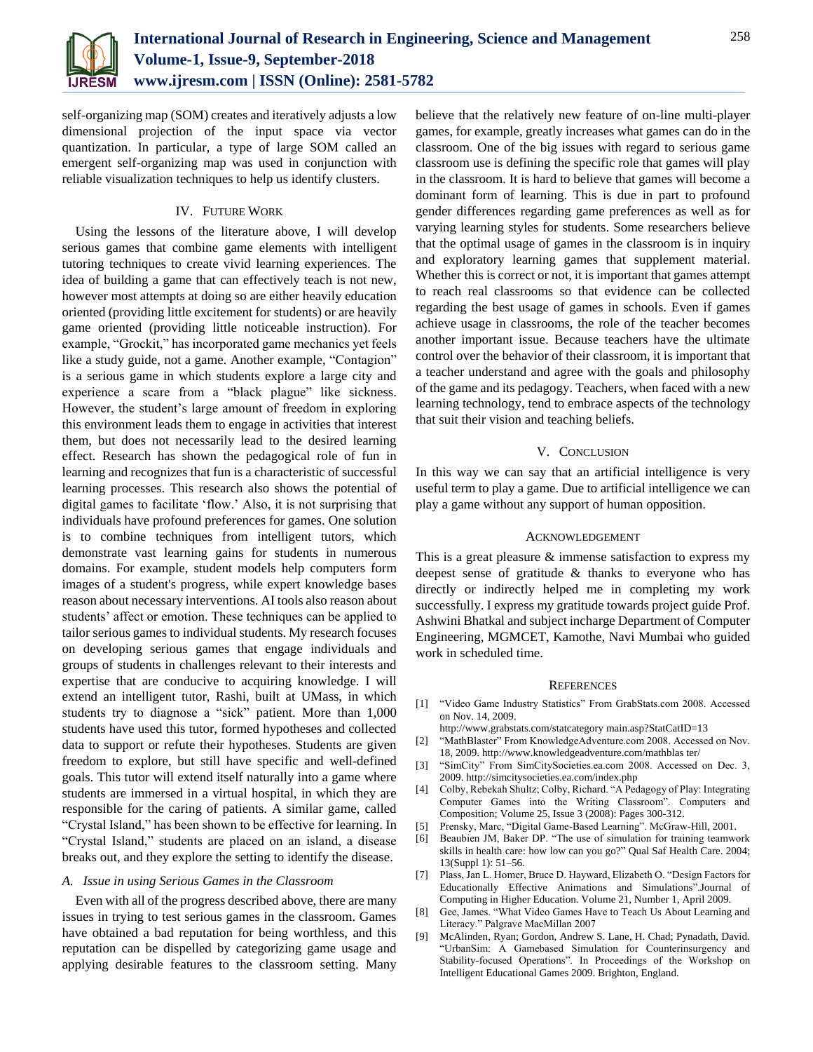self-organizing map (SOM) creates and iteratively adjusts a low dimensional projection of the input space via vector quantization. In particular, a type of large SOM called an emergent self-organizing map was used in conjunction with reliable visualization techniques to help us identify clusters.

## IV. Future Work

Using the lessons of the literature above, I will develop serious games that combine game elements with intelligent tutoring techniques to create vivid learning experiences. The idea of building a game that can effectively teach is not new, however most attempts at doing so are either heavily education oriented (providing little excitement for students) or are heavily game oriented (providing little noticeable instruction). For example, "Grockit," has incorporated game mechanics yet feels like a study guide, not a game. Another example, "Contagion" is a serious game in which students explore a large city and experience a scare from a "black plague" like sickness. However, the student's large amount of freedom in exploring this environment leads them to engage in activities that interest them, but does not necessarily lead to the desired learning effect. Research has shown the pedagogical role of fun in learning and recognizes that fun is a characteristic of successful learning processes. This research also shows the potential of digital games to facilitate 'flow.' Also, it is not surprising that individuals have profound preferences for games. One solution is to combine techniques from intelligent tutors, which demonstrate vast learning gains for students in numerous domains. For example, student models help computers form images of a student's progress, while expert knowledge bases reason about necessary interventions. AI tools also reason about students' affect or emotion. These techniques can be applied to tailor serious games to individual students. My research focuses on developing serious games that engage individuals and groups of students in challenges relevant to their interests and expertise that are conducive to acquiring knowledge. I will extend an intelligent tutor, Rashi, built at UMass, in which students try to diagnose a "sick" patient. More than 1,000 students have used this tutor, formed hypotheses and collected data to support or refute their hypotheses. Students are given freedom to explore, but still have specific and well-defined goals. This tutor will extend itself naturally into a game where students are immersed in a virtual hospital, in which they are responsible for the caring of patients. A similar game, called "Crystal Island," has been shown to be effective for learning. In "Crystal Island," students are placed on an island, a disease breaks out, and they explore the setting to identify the disease.

### A. Issue in using Serious Games in the Classroom

Even with all of the progress described above, there are many issues in trying to test serious games in the classroom. Games have obtained a bad reputation for being worthless, and this reputation can be dispelled by categorizing game usage and applying desirable features to the classroom setting. Many believe that the relatively new feature of on-line multi-player games, for example, greatly increases what games can do in the classroom. One of the big issues with regard to serious game classroom use is defining the specific role that games will play in the classroom. It is hard to believe that games will become a dominant form of learning. This is due in part to profound gender differences regarding game preferences as well as for varying learning styles for students. Some researchers believe that the optimal usage of games in the classroom is in inquiry and exploratory learning games that supplement material. Whether this is correct or not, it is important that games attempt to reach real classrooms so that evidence can be collected regarding the best usage of games in schools. Even if games achieve usage in classrooms, the role of the teacher becomes another important issue. Because teachers have the ultimate control over the behavior of their classroom, it is important that a teacher understand and agree with the goals and philosophy of the game and its pedagogy. Teachers, when faced with a new learning technology, tend to embrace aspects of the technology that suit their vision and teaching beliefs.

## V. Conclusion

In this way we can say that an artificial intelligence is very useful term to play a game. Due to artificial intelligence we can play a game without any support of human opposition.

## Acknowledgement

This is a great pleasure & immense satisfaction to express my deepest sense of gratitude & thanks to everyone who has directly or indirectly helped me in completing my work successfully. I express my gratitude towards project guide Prof. Ashwini Bhatkal and subject incharge Department of Computer Engineering, MGMCET, Kamothe, Navi Mumbai who guided work in scheduled time.

## References

[1] "Video Game Industry Statistics" From GrabStats.com 2008. Accessed on Nov. 14, 2009. http://www.grabstats.com/statcategory main.asp?StatCatID=13

[2] "MathBlaster" From KnowledgeAdventure.com 2008. Accessed on Nov. 18, 2009. http://www.knowledgeadventure.com/mathblas ter/

[3] "SimCity" From SimCitySocieties.ea.com 2008. Accessed on Dec. 3, 2009. http://simcitysocieties.ea.com/index.php

[4] Colby, Rebekah Shultz; Colby, Richard. "A Pedagogy of Play: Integrating Computer Games into the Writing Classroom". Computers and Composition; Volume 25, Issue 3 (2008): Pages 300-312.

[5] Prensky, Marc, "Digital Game-Based Learning". McGraw-Hill, 2001.

[6] Beaubien JM, Baker DP. "The use of simulation for training teamwork skills in health care: how low can you go?" Qual Saf Health Care. 2004; 13(Suppl 1): 51–56.

[7] Plass, Jan L. Homer, Bruce D. Hayward, Elizabeth O. "Design Factors for Educationally Effective Animations and Simulations".Journal of Computing in Higher Education. Volume 21, Number 1, April 2009.

[8] Gee, James. "What Video Games Have to Teach Us About Learning and Literacy." Palgrave MacMillan 2007

[9] McAlinden, Ryan; Gordon, Andrew S. Lane, H. Chad; Pynadath, David. "UrbanSim: A Gamebased Simulation for Counterinsurgency and Stability-focused Operations". In Proceedings of the Workshop on Intelligent Educational Games 2009. Brighton, England.